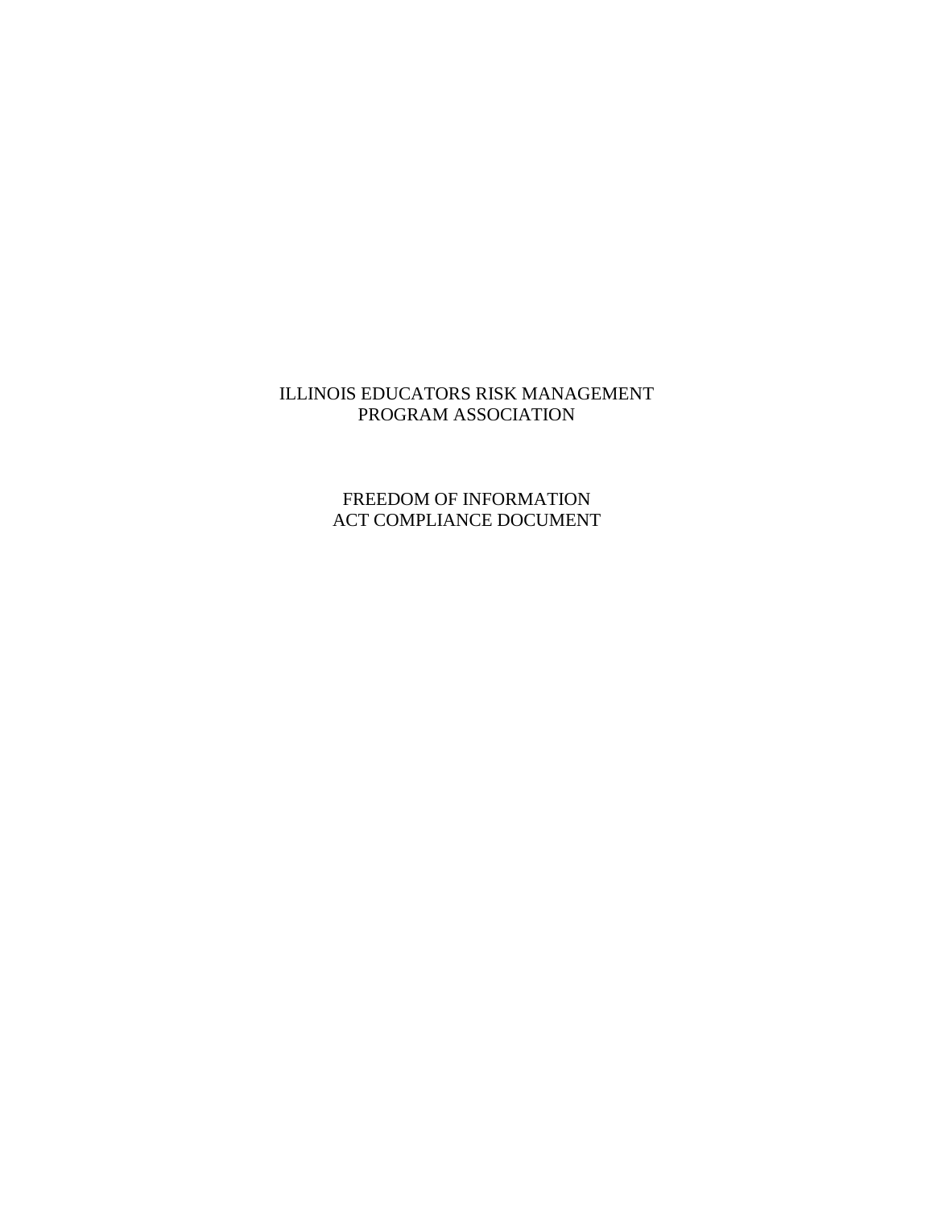# ILLINOIS EDUCATORS RISK MANAGEMENT PROGRAM ASSOCIATION

# FREEDOM OF INFORMATION ACT COMPLIANCE DOCUMENT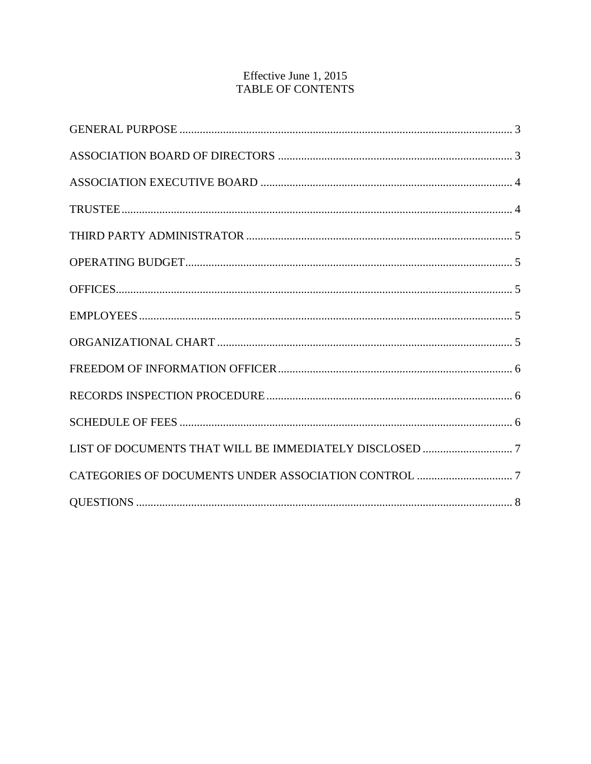Effective June 1, 2015

# TABLE OF CONTENTS

| Section | Page |
| --- | --- |
| GENERAL PURPOSE | 3 |
| ASSOCIATION BOARD OF DIRECTORS | 3 |
| ASSOCIATION EXECUTIVE BOARD | 4 |
| TRUSTEE | 4 |
| THIRD PARTY ADMINISTRATOR | 5 |
| OPERATING BUDGET | 5 |
| OFFICES | 5 |
| EMPLOYEES | 5 |
| ORGANIZATIONAL CHART | 5 |
| FREEDOM OF INFORMATION OFFICER | 6 |
| RECORDS INSPECTION PROCEDURE | 6 |
| SCHEDULE OF FEES | 6 |
| LIST OF DOCUMENTS THAT WILL BE IMMEDIATELY DISCLOSED | 7 |
| CATEGORIES OF DOCUMENTS UNDER ASSOCIATION CONTROL | 7 |
| QUESTIONS | 8 |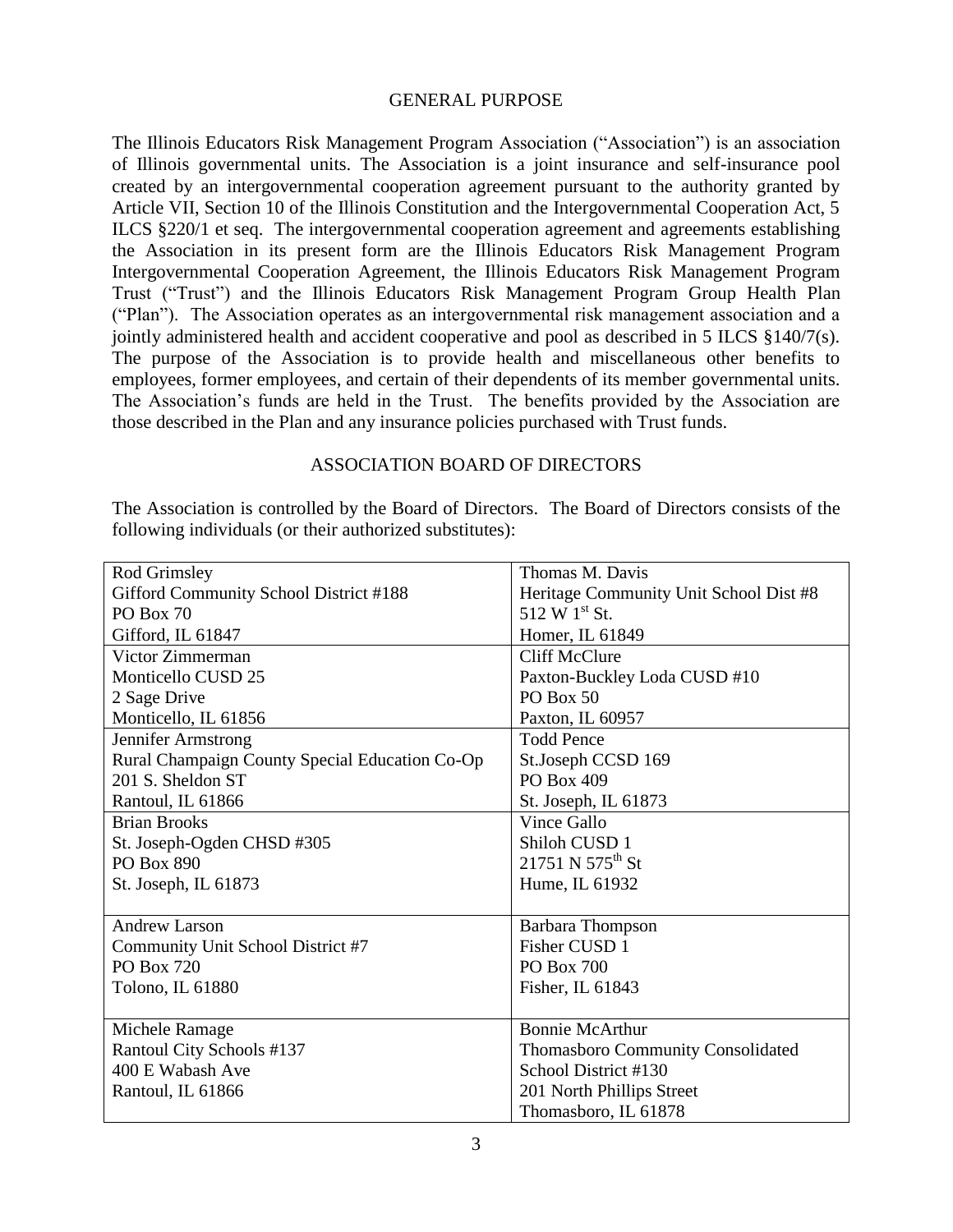## GENERAL PURPOSE

The Illinois Educators Risk Management Program Association ("Association") is an association of Illinois governmental units. The Association is a joint insurance and self-insurance pool created by an intergovernmental cooperation agreement pursuant to the authority granted by Article VII, Section 10 of the Illinois Constitution and the Intergovernmental Cooperation Act, 5 ILCS §220/1 et seq. The intergovernmental cooperation agreement and agreements establishing the Association in its present form are the Illinois Educators Risk Management Program Intergovernmental Cooperation Agreement, the Illinois Educators Risk Management Program Trust ("Trust") and the Illinois Educators Risk Management Program Group Health Plan ("Plan"). The Association operates as an intergovernmental risk management association and a jointly administered health and accident cooperative and pool as described in 5 ILCS §140/7(s). The purpose of the Association is to provide health and miscellaneous other benefits to employees, former employees, and certain of their dependents of its member governmental units. The Association's funds are held in the Trust. The benefits provided by the Association are those described in the Plan and any insurance policies purchased with Trust funds.

## ASSOCIATION BOARD OF DIRECTORS

The Association is controlled by the Board of Directors. The Board of Directors consists of the following individuals (or their authorized substitutes):

| | |
|---|---|
| Rod Grimsley<br>Gifford Community School District #188<br>PO Box 70<br>Gifford, IL 61847 | Thomas M. Davis<br>Heritage Community Unit School Dist #8<br>512 W 1st St.<br>Homer, IL 61849 |
| Victor Zimmerman<br>Monticello CUSD 25<br>2 Sage Drive<br>Monticello, IL 61856 | Cliff McClure<br>Paxton-Buckley Loda CUSD #10<br>PO Box 50<br>Paxton, IL 60957 |
| Jennifer Armstrong<br>Rural Champaign County Special Education Co-Op<br>201 S. Sheldon ST<br>Rantoul, IL 61866 | Todd Pence<br>St.Joseph CCSD 169<br>PO Box 409<br>St. Joseph, IL 61873 |
| Brian Brooks<br>St. Joseph-Ogden CHSD #305<br>PO Box 890<br>St. Joseph, IL 61873 | Vince Gallo<br>Shiloh CUSD 1<br>21751 N 575th St<br>Hume, IL 61932 |
| Andrew Larson<br>Community Unit School District #7<br>PO Box 720<br>Tolono, IL 61880 | Barbara Thompson<br>Fisher CUSD 1<br>PO Box 700<br>Fisher, IL 61843 |
| Michele Ramage<br>Rantoul City Schools #137<br>400 E Wabash Ave<br>Rantoul, IL 61866 | Bonnie McArthur<br>Thomasboro Community Consolidated School District #130<br>201 North Phillips Street<br>Thomasboro, IL 61878 |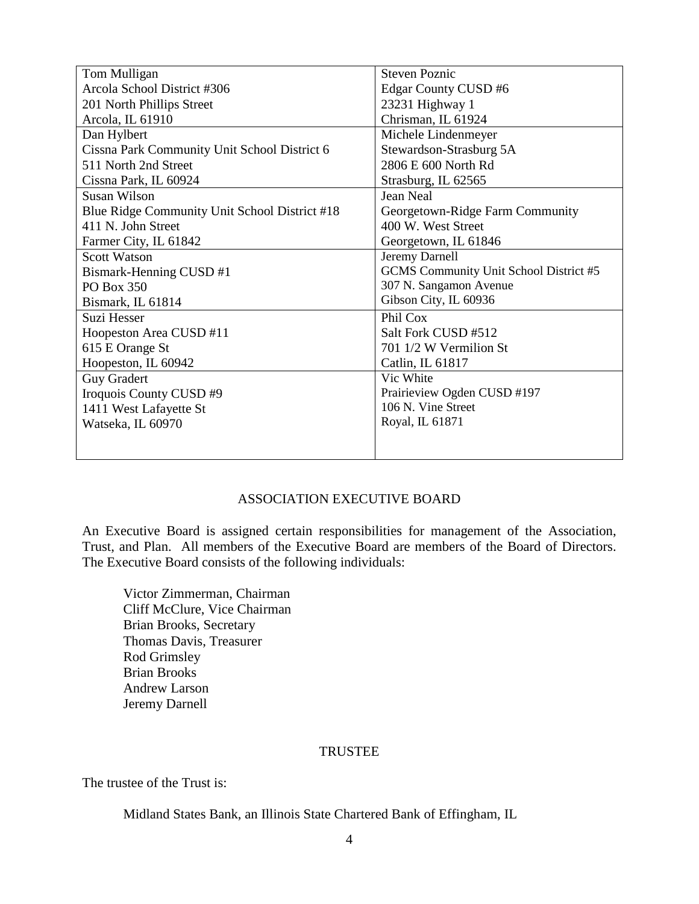| | |
|---|---|
| Tom Mulligan<br>Arcola School District #306<br>201 North Phillips Street<br>Arcola, IL 61910 | Steven Poznic<br>Edgar County CUSD #6<br>23231 Highway 1<br>Chrisman, IL 61924 |
| Dan Hylbert<br>Cissna Park Community Unit School District 6<br>511 North 2nd Street<br>Cissna Park, IL 60924 | Michele Lindenmeyer<br>Stewardson-Strasburg 5A<br>2806 E 600 North Rd<br>Strasburg, IL 62565 |
| Susan Wilson<br>Blue Ridge Community Unit School District #18<br>411 N. John Street<br>Farmer City, IL 61842 | Jean Neal<br>Georgetown-Ridge Farm Community<br>400 W. West Street<br>Georgetown, IL 61846 |
| Scott Watson<br>Bismark-Henning CUSD #1<br>PO Box 350<br>Bismark, IL 61814 | Jeremy Darnell<br>GCMS Community Unit School District #5<br>307 N. Sangamon Avenue<br>Gibson City, IL 60936 |
| Suzi Hesser<br>Hoopeston Area CUSD #11<br>615 E Orange St<br>Hoopeston, IL 60942 | Phil Cox<br>Salt Fork CUSD #512<br>701 1/2 W Vermilion St<br>Catlin, IL 61817 |
| Guy Gradert<br>Iroquois County CUSD #9<br>1411 West Lafayette St<br>Watseka, IL 60970 | Vic White<br>Prairieview Ogden CUSD #197<br>106 N. Vine Street<br>Royal, IL 61871 |

## ASSOCIATION EXECUTIVE BOARD

An Executive Board is assigned certain responsibilities for management of the Association, Trust, and Plan. All members of the Executive Board are members of the Board of Directors. The Executive Board consists of the following individuals:

Victor Zimmerman, Chairman
Cliff McClure, Vice Chairman
Brian Brooks, Secretary
Thomas Davis, Treasurer
Rod Grimsley
Brian Brooks
Andrew Larson
Jeremy Darnell

## TRUSTEE

The trustee of the Trust is:

Midland States Bank, an Illinois State Chartered Bank of Effingham, IL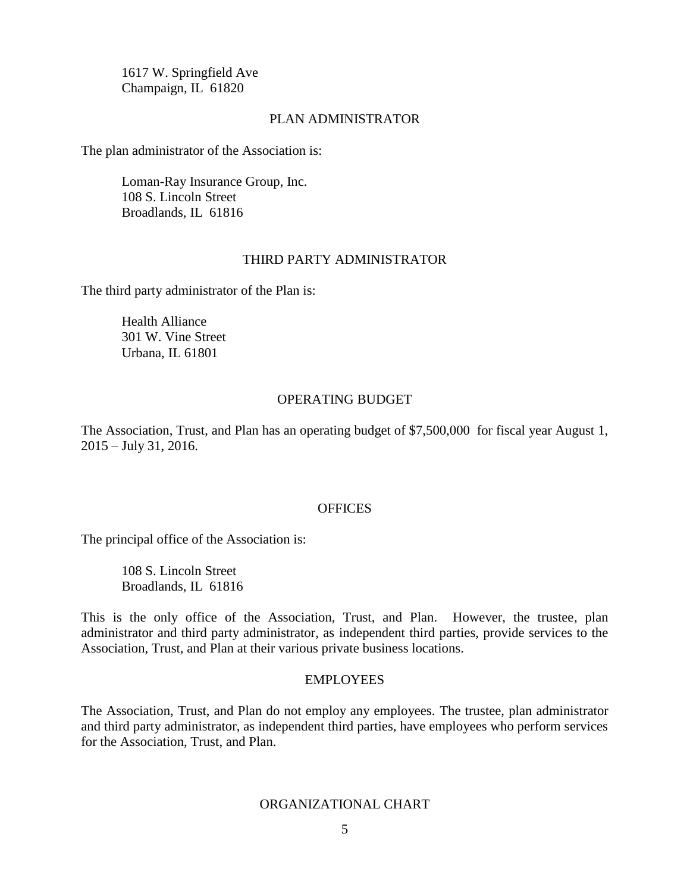1617 W. Springfield Ave
Champaign, IL 61820

## PLAN ADMINISTRATOR

The plan administrator of the Association is:

Loman-Ray Insurance Group, Inc.
108 S. Lincoln Street
Broadlands, IL 61816

## THIRD PARTY ADMINISTRATOR

The third party administrator of the Plan is:

Health Alliance
301 W. Vine Street
Urbana, IL 61801

## OPERATING BUDGET

The Association, Trust, and Plan has an operating budget of $7,500,000 for fiscal year August 1, 2015 – July 31, 2016.

## OFFICES

The principal office of the Association is:

108 S. Lincoln Street
Broadlands, IL 61816

This is the only office of the Association, Trust, and Plan. However, the trustee, plan administrator and third party administrator, as independent third parties, provide services to the Association, Trust, and Plan at their various private business locations.

## EMPLOYEES

The Association, Trust, and Plan do not employ any employees. The trustee, plan administrator and third party administrator, as independent third parties, have employees who perform services for the Association, Trust, and Plan.

## ORGANIZATIONAL CHART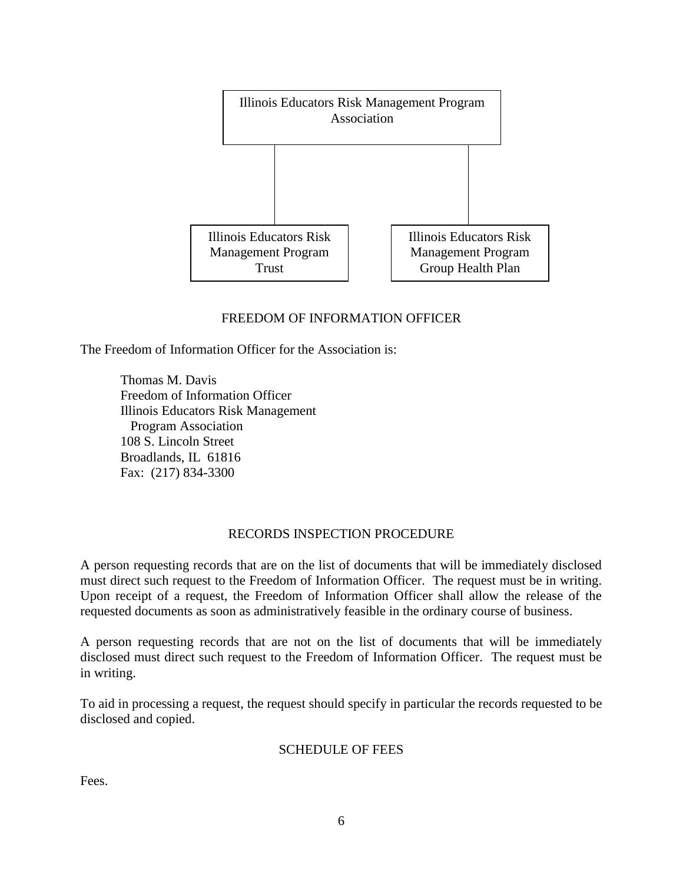Illinois Educators Risk Management Program Association

Illinois Educators Risk Management Program Trust

Illinois Educators Risk Management Program Group Health Plan

## FREEDOM OF INFORMATION OFFICER

The Freedom of Information Officer for the Association is:

> Thomas M. Davis
> Freedom of Information Officer
> Illinois Educators Risk Management
> Program Association
> 108 S. Lincoln Street
> Broadlands, IL 61816
> Fax: (217) 834-3300

## RECORDS INSPECTION PROCEDURE

A person requesting records that are on the list of documents that will be immediately disclosed must direct such request to the Freedom of Information Officer. The request must be in writing. Upon receipt of a request, the Freedom of Information Officer shall allow the release of the requested documents as soon as administratively feasible in the ordinary course of business.

A person requesting records that are not on the list of documents that will be immediately disclosed must direct such request to the Freedom of Information Officer. The request must be in writing.

To aid in processing a request, the request should specify in particular the records requested to be disclosed and copied.

## SCHEDULE OF FEES

Fees.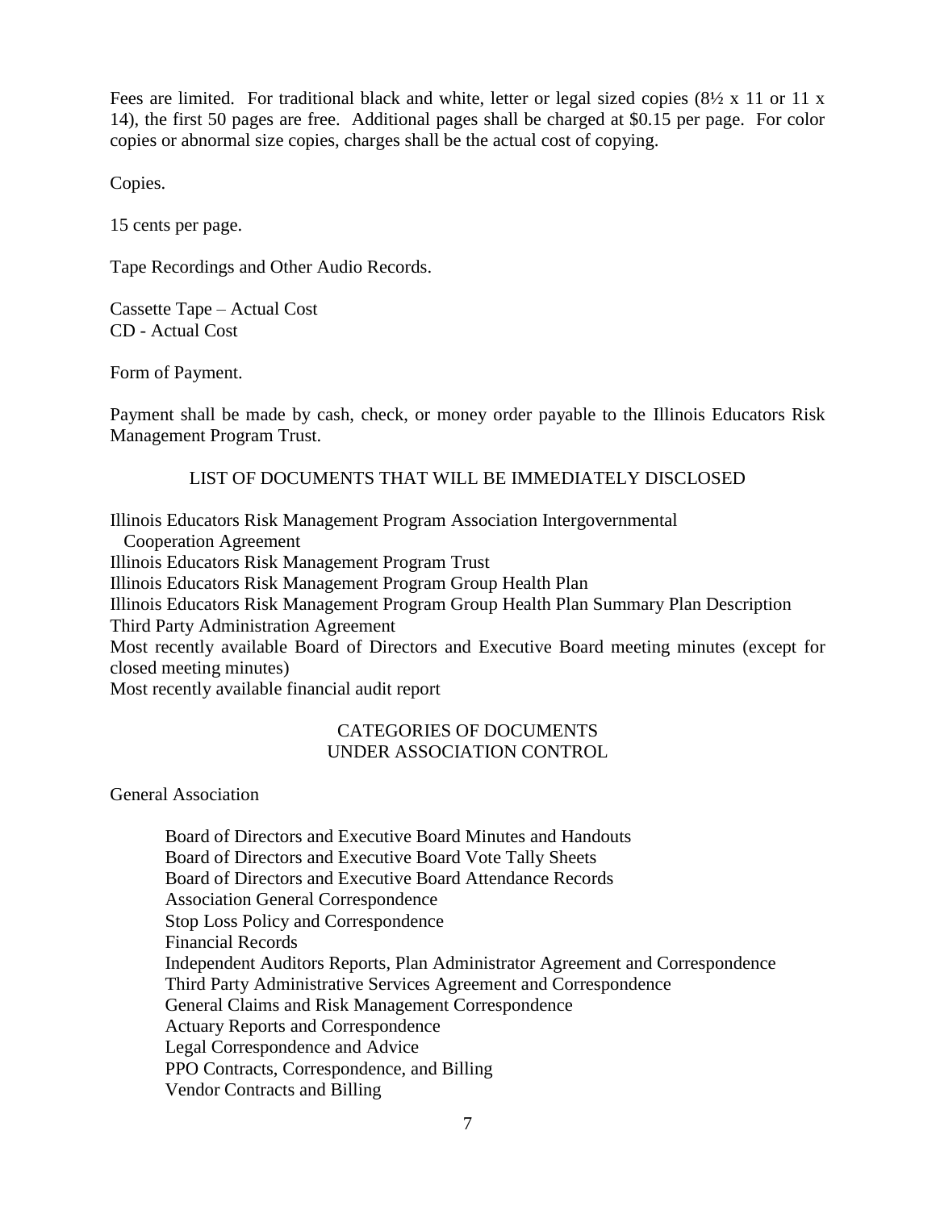Fees are limited. For traditional black and white, letter or legal sized copies (8½ x 11 or 11 x 14), the first 50 pages are free. Additional pages shall be charged at $0.15 per page. For color copies or abnormal size copies, charges shall be the actual cost of copying.

Copies.

15 cents per page.

Tape Recordings and Other Audio Records.

Cassette Tape – Actual Cost
CD - Actual Cost

Form of Payment.

Payment shall be made by cash, check, or money order payable to the Illinois Educators Risk Management Program Trust.

## LIST OF DOCUMENTS THAT WILL BE IMMEDIATELY DISCLOSED

Illinois Educators Risk Management Program Association Intergovernmental Cooperation Agreement
Illinois Educators Risk Management Program Trust
Illinois Educators Risk Management Program Group Health Plan
Illinois Educators Risk Management Program Group Health Plan Summary Plan Description
Third Party Administration Agreement
Most recently available Board of Directors and Executive Board meeting minutes (except for closed meeting minutes)
Most recently available financial audit report

## CATEGORIES OF DOCUMENTS UNDER ASSOCIATION CONTROL

General Association

- Board of Directors and Executive Board Minutes and Handouts
- Board of Directors and Executive Board Vote Tally Sheets
- Board of Directors and Executive Board Attendance Records
- Association General Correspondence
- Stop Loss Policy and Correspondence
- Financial Records
- Independent Auditors Reports, Plan Administrator Agreement and Correspondence
- Third Party Administrative Services Agreement and Correspondence
- General Claims and Risk Management Correspondence
- Actuary Reports and Correspondence
- Legal Correspondence and Advice
- PPO Contracts, Correspondence, and Billing
- Vendor Contracts and Billing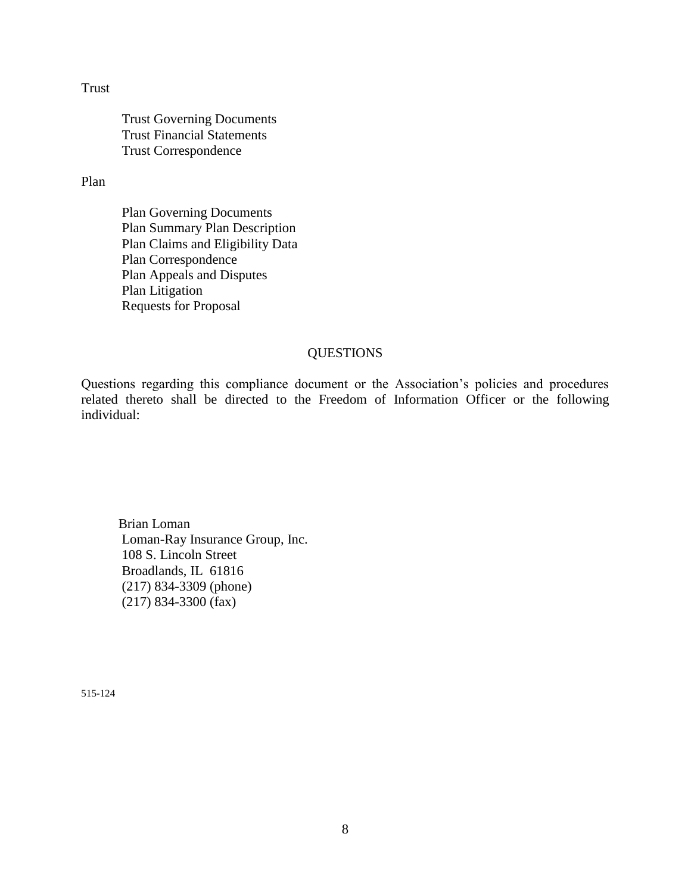Trust

- Trust Governing Documents
- Trust Financial Statements
- Trust Correspondence

Plan

- Plan Governing Documents
- Plan Summary Plan Description
- Plan Claims and Eligibility Data
- Plan Correspondence
- Plan Appeals and Disputes
- Plan Litigation
- Requests for Proposal

## QUESTIONS

Questions regarding this compliance document or the Association's policies and procedures related thereto shall be directed to the Freedom of Information Officer or the following individual:

Brian Loman
Loman-Ray Insurance Group, Inc.
108 S. Lincoln Street
Broadlands, IL 61816
(217) 834-3309 (phone)
(217) 834-3300 (fax)

515-124